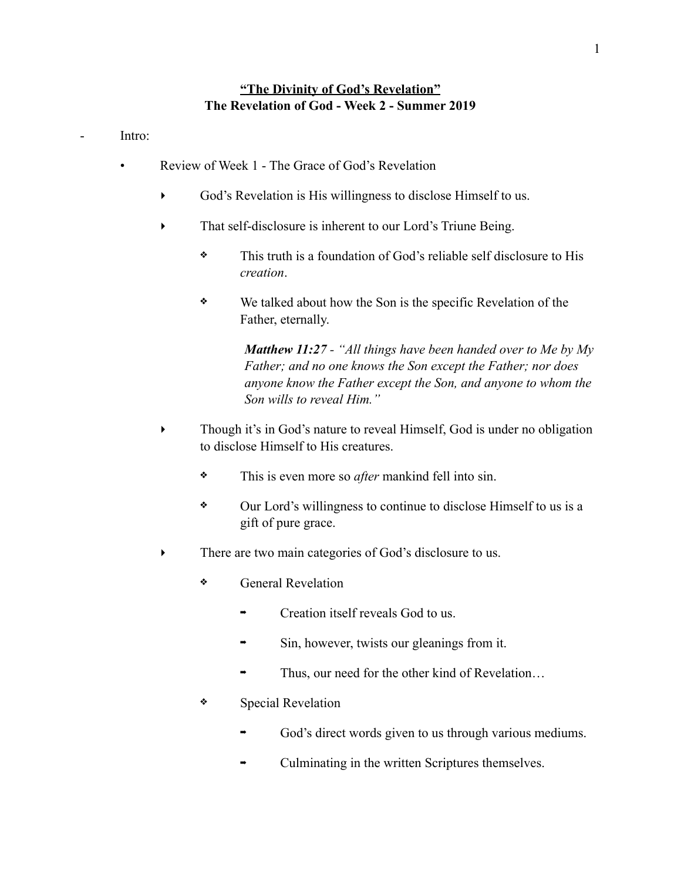# **"The Divinity of God's Revelation"**
## **The Revelation of God - Week 2 - Summer 2019**

- Intro:
    - Review of Week 1 - The Grace of God's Revelation
        - God's Revelation is His willingness to disclose Himself to us.
        - That self-disclosure is inherent to our Lord's Triune Being.
            - This truth is a foundation of God's reliable self disclosure to His *creation*.
            - We talked about how the Son is the specific Revelation of the Father, eternally.

                ***Matthew 11:27*** *- "All things have been handed over to Me by My Father; and no one knows the Son except the Father; nor does anyone know the Father except the Son, and anyone to whom the Son wills to reveal Him."*

        - Though it's in God's nature to reveal Himself, God is under no obligation to disclose Himself to His creatures.
            - This is even more so *after* mankind fell into sin.
            - Our Lord's willingness to continue to disclose Himself to us is a gift of pure grace.
        - There are two main categories of God's disclosure to us.
            - General Revelation
                - Creation itself reveals God to us.
                - Sin, however, twists our gleanings from it.
                - Thus, our need for the other kind of Revelation…
            - Special Revelation
                - God's direct words given to us through various mediums.
                - Culminating in the written Scriptures themselves.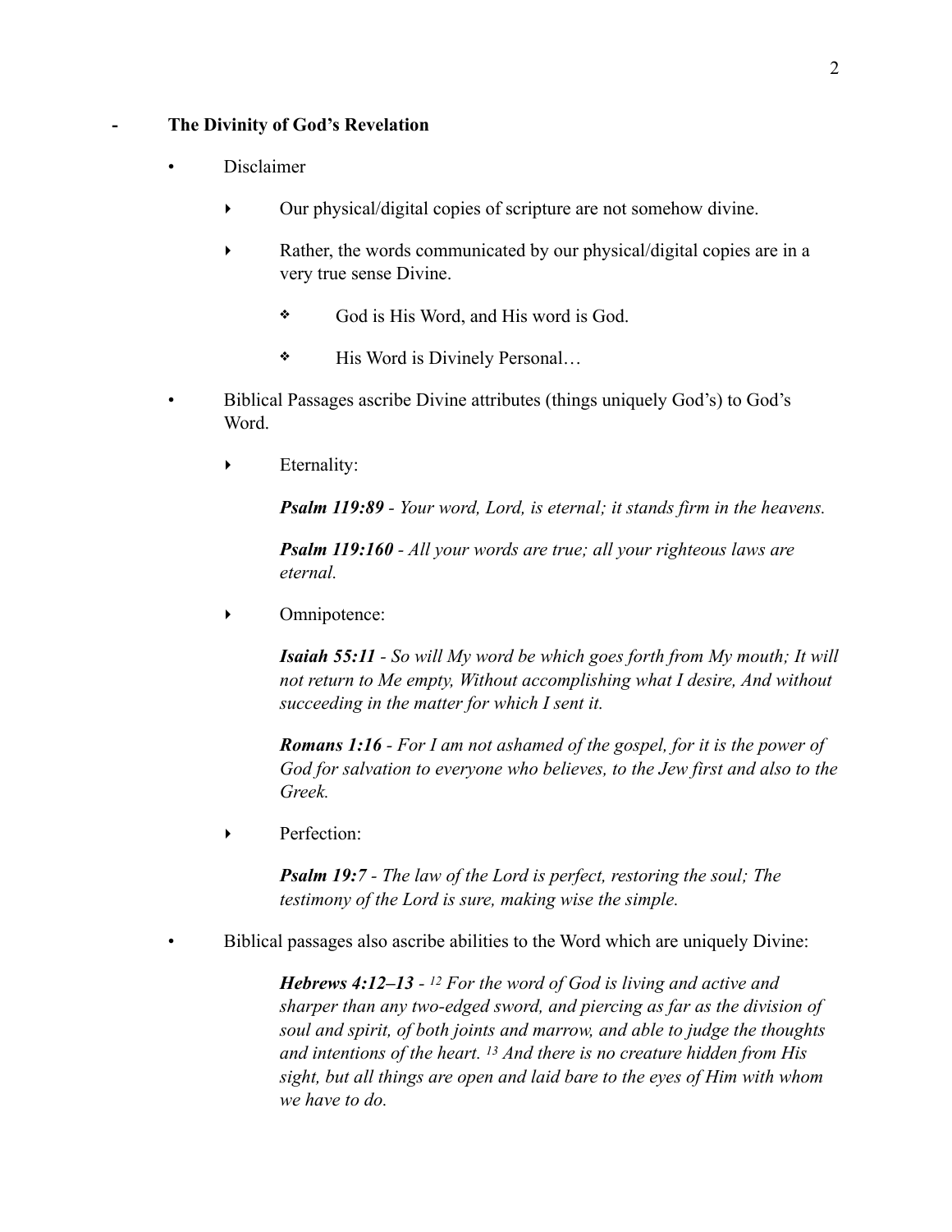- **The Divinity of God's Revelation**

    - Disclaimer

        - Our physical/digital copies of scripture are not somehow divine.

        - Rather, the words communicated by our physical/digital copies are in a very true sense Divine.

            - God is His Word, and His word is God.

            - His Word is Divinely Personal…

    - Biblical Passages ascribe Divine attributes (things uniquely God's) to God's Word.

        - Eternality:

            ***Psalm 119:89*** *- Your word, Lord, is eternal; it stands firm in the heavens.*

            ***Psalm 119:160*** *- All your words are true; all your righteous laws are eternal.*

        - Omnipotence:

            ***Isaiah 55:11*** *- So will My word be which goes forth from My mouth; It will not return to Me empty, Without accomplishing what I desire, And without succeeding in the matter for which I sent it.*

            ***Romans 1:16*** *- For I am not ashamed of the gospel, for it is the power of God for salvation to everyone who believes, to the Jew first and also to the Greek.*

        - Perfection:

            ***Psalm 19:7*** *- The law of the Lord is perfect, restoring the soul; The testimony of the Lord is sure, making wise the simple.*

    - Biblical passages also ascribe abilities to the Word which are uniquely Divine:

        ***Hebrews 4:12–13*** *- [12] For the word of God is living and active and sharper than any two-edged sword, and piercing as far as the division of soul and spirit, of both joints and marrow, and able to judge the thoughts and intentions of the heart. [13] And there is no creature hidden from His sight, but all things are open and laid bare to the eyes of Him with whom we have to do.*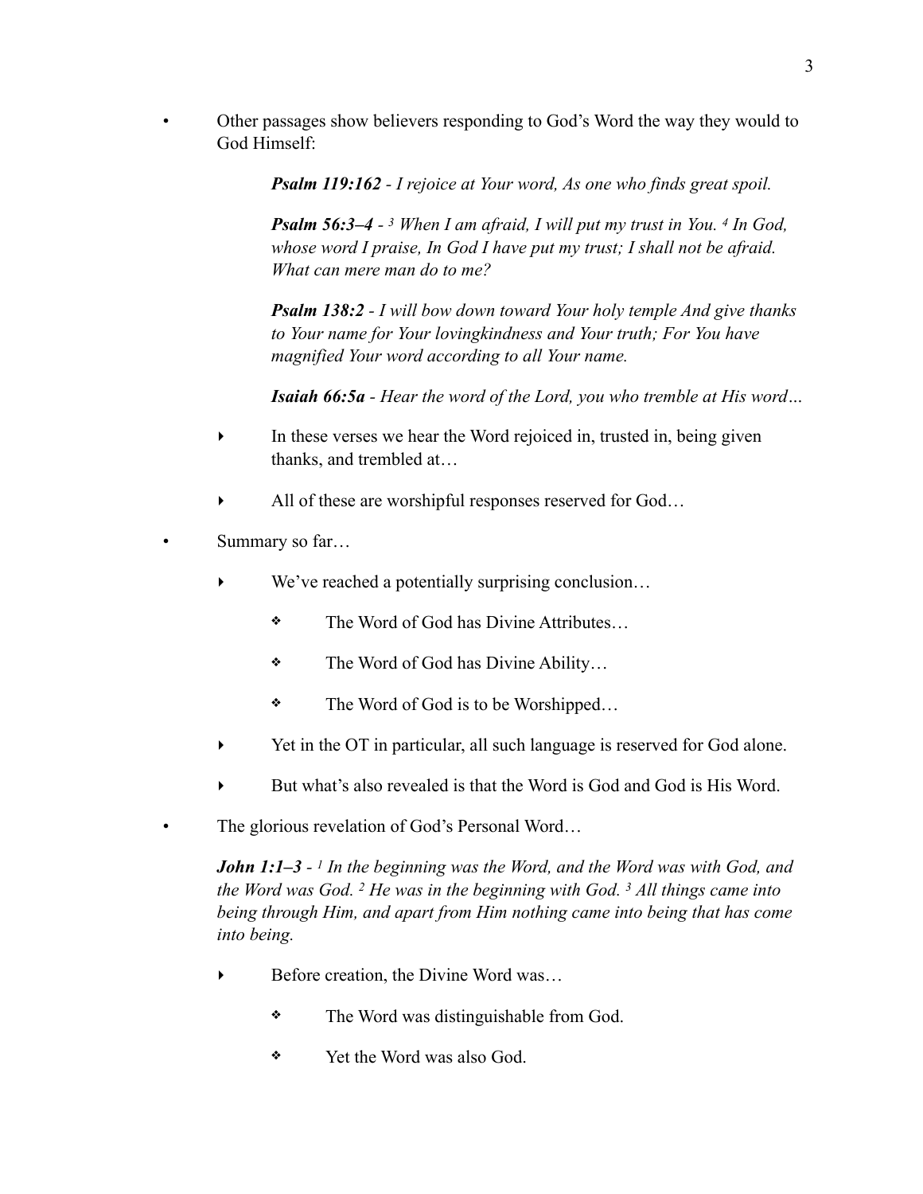- Other passages show believers responding to God's Word the way they would to God Himself:

  ***Psalm 119:162*** *- I rejoice at Your word, As one who finds great spoil.*

  ***Psalm 56:3–4*** *- [3] When I am afraid, I will put my trust in You. [4] In God, whose word I praise, In God I have put my trust; I shall not be afraid. What can mere man do to me?*

  ***Psalm 138:2*** *- I will bow down toward Your holy temple And give thanks to Your name for Your lovingkindness and Your truth; For You have magnified Your word according to all Your name.*

  ***Isaiah 66:5a*** *- Hear the word of the Lord, you who tremble at His word…*

  - In these verses we hear the Word rejoiced in, trusted in, being given thanks, and trembled at…
  - All of these are worshipful responses reserved for God…

- Summary so far…
  - We've reached a potentially surprising conclusion…
    - The Word of God has Divine Attributes…
    - The Word of God has Divine Ability…
    - The Word of God is to be Worshipped…
  - Yet in the OT in particular, all such language is reserved for God alone.
  - But what's also revealed is that the Word is God and God is His Word.

- The glorious revelation of God's Personal Word…

  ***John 1:1–3*** *- [1] In the beginning was the Word, and the Word was with God, and the Word was God. [2] He was in the beginning with God. [3] All things came into being through Him, and apart from Him nothing came into being that has come into being.*

  - Before creation, the Divine Word was…
    - The Word was distinguishable from God.
    - Yet the Word was also God.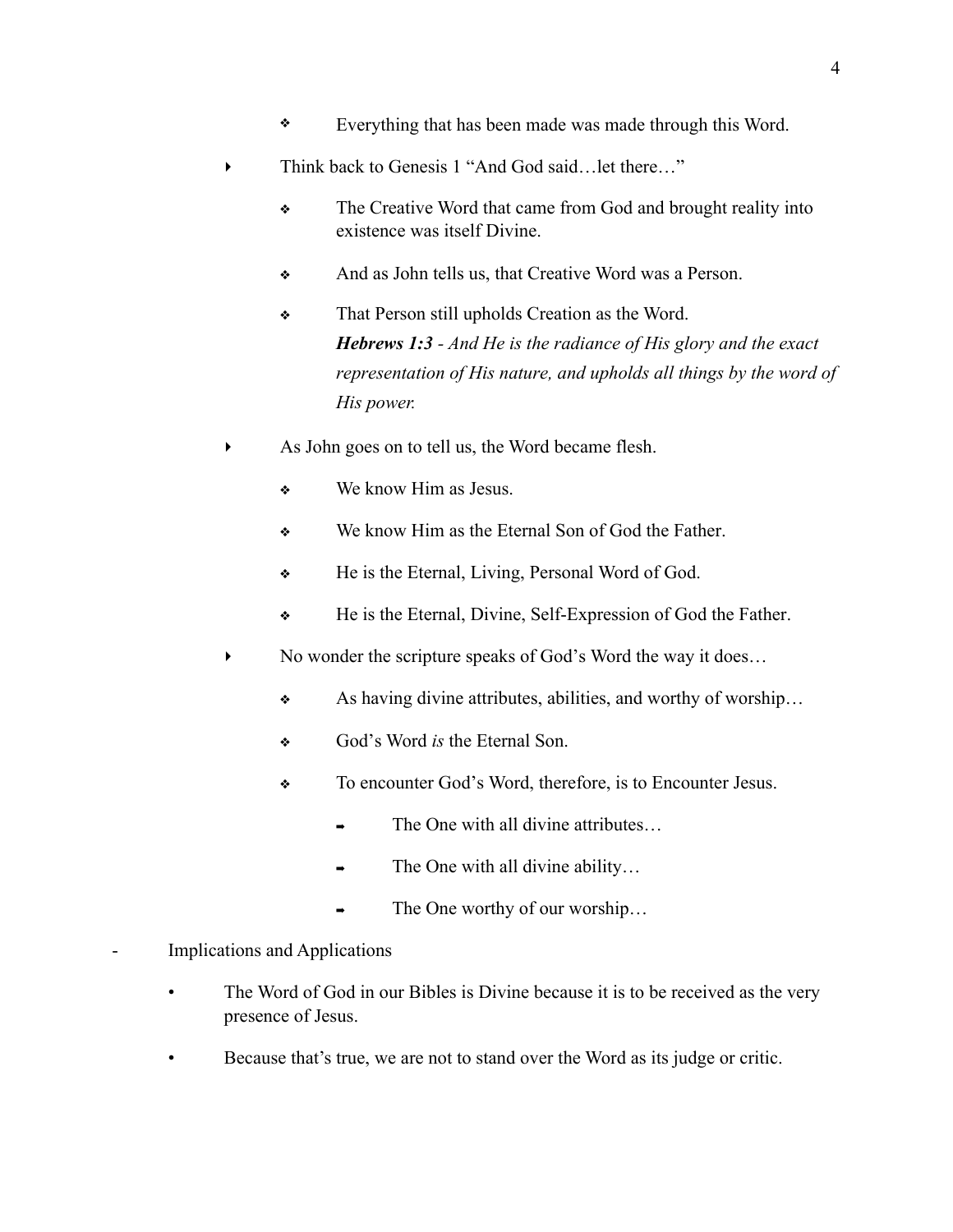- Everything that has been made was made through this Word.

    - Think back to Genesis 1 "And God said…let there…"

        - The Creative Word that came from God and brought reality into existence was itself Divine.

        - And as John tells us, that Creative Word was a Person.

        - That Person still upholds Creation as the Word.
          ***Hebrews 1:3*** *- And He is the radiance of His glory and the exact representation of His nature, and upholds all things by the word of His power.*

    - As John goes on to tell us, the Word became flesh.

        - We know Him as Jesus.

        - We know Him as the Eternal Son of God the Father.

        - He is the Eternal, Living, Personal Word of God.

        - He is the Eternal, Divine, Self-Expression of God the Father.

    - No wonder the scripture speaks of God's Word the way it does…

        - As having divine attributes, abilities, and worthy of worship…

        - God's Word *is* the Eternal Son.

        - To encounter God's Word, therefore, is to Encounter Jesus.

            - The One with all divine attributes…

            - The One with all divine ability…

            - The One worthy of our worship…

- Implications and Applications

    - The Word of God in our Bibles is Divine because it is to be received as the very presence of Jesus.

    - Because that's true, we are not to stand over the Word as its judge or critic.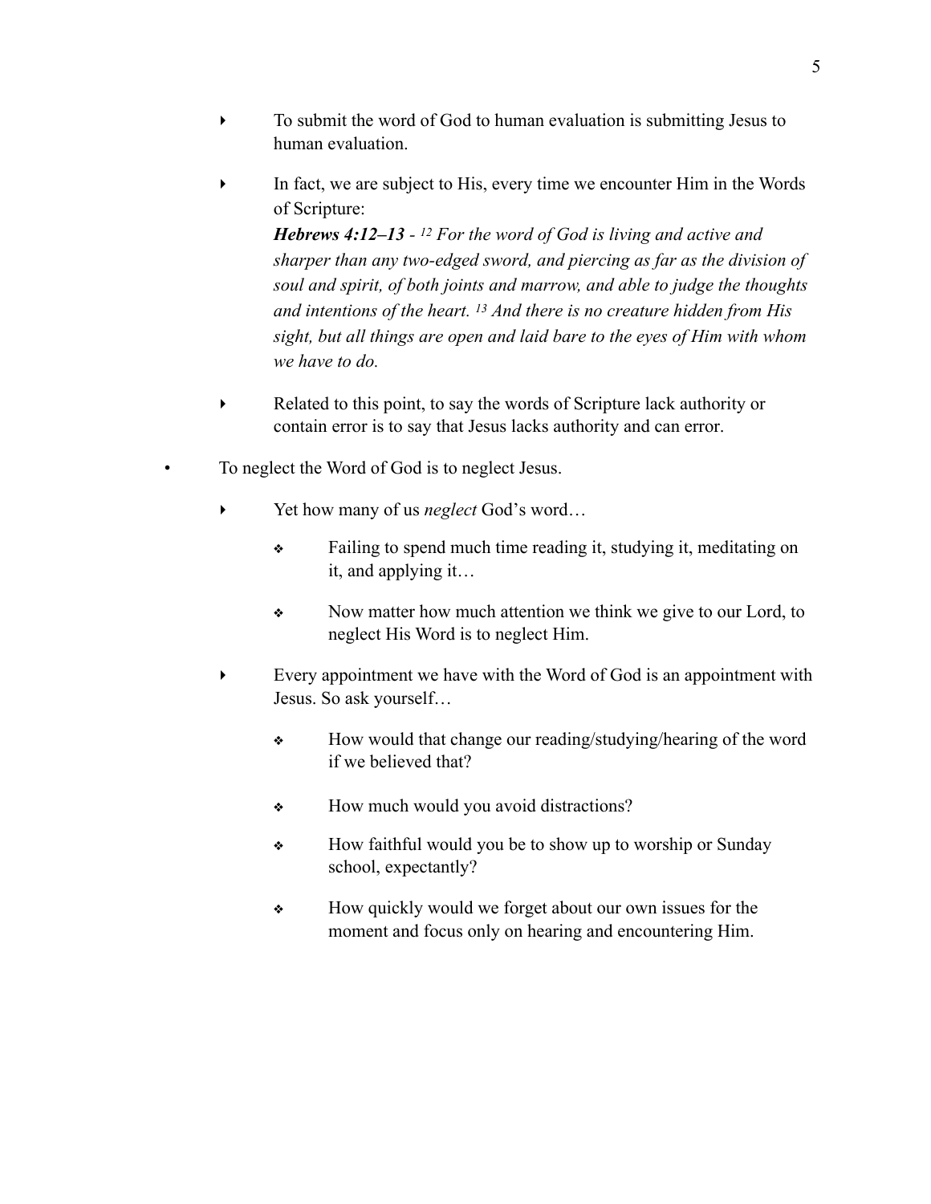- To submit the word of God to human evaluation is submitting Jesus to human evaluation.

- In fact, we are subject to His, every time we encounter Him in the Words of Scripture:

  ***Hebrews 4:12–13*** - *[12] For the word of God is living and active and sharper than any two-edged sword, and piercing as far as the division of soul and spirit, of both joints and marrow, and able to judge the thoughts and intentions of the heart. [13] And there is no creature hidden from His sight, but all things are open and laid bare to the eyes of Him with whom we have to do.*

- Related to this point, to say the words of Scripture lack authority or contain error is to say that Jesus lacks authority and can error.

- To neglect the Word of God is to neglect Jesus.

  - Yet how many of us *neglect* God's word…

    - Failing to spend much time reading it, studying it, meditating on it, and applying it…

    - Now matter how much attention we think we give to our Lord, to neglect His Word is to neglect Him.

  - Every appointment we have with the Word of God is an appointment with Jesus. So ask yourself…

    - How would that change our reading/studying/hearing of the word if we believed that?

    - How much would you avoid distractions?

    - How faithful would you be to show up to worship or Sunday school, expectantly?

    - How quickly would we forget about our own issues for the moment and focus only on hearing and encountering Him.